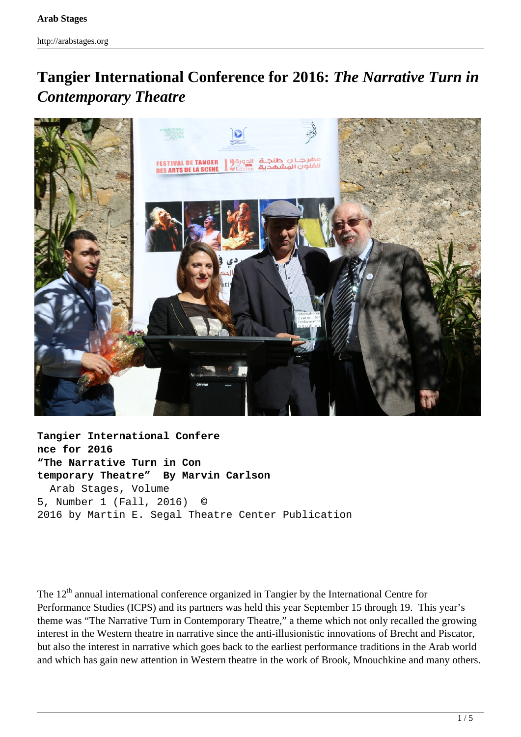# Tangier International Conference for 2016: *The Narrative Turn in Contemporary Theatre*

**Tangier International Conference for 2016**
**"The Narrative Turn in Contemporary Theatre" By Marvin Carlson**
Arab Stages, Volume 5, Number 1 (Fall, 2016) © 2016 by Martin E. Segal Theatre Center Publication

The 12th annual international conference organized in Tangier by the International Centre for Performance Studies (ICPS) and its partners was held this year September 15 through 19. This year's theme was "The Narrative Turn in Contemporary Theatre," a theme which not only recalled the growing interest in the Western theatre in narrative since the anti-illusionistic innovations of Brecht and Piscator, but also the interest in narrative which goes back to the earliest performance traditions in the Arab world and which has gain new attention in Western theatre in the work of Brook, Mnouchkine and many others.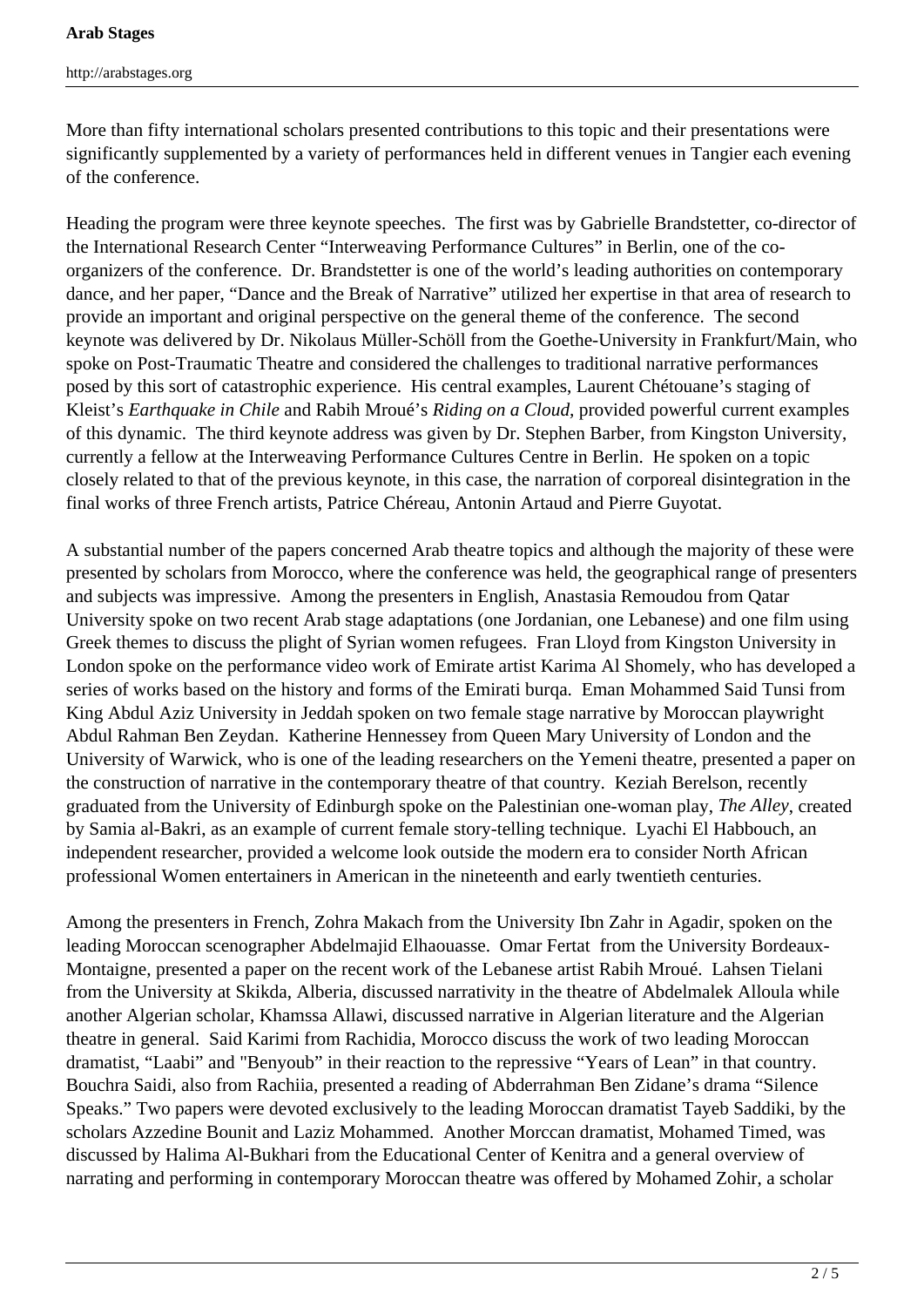More than fifty international scholars presented contributions to this topic and their presentations were significantly supplemented by a variety of performances held in different venues in Tangier each evening of the conference.

Heading the program were three keynote speeches. The first was by Gabrielle Brandstetter, co-director of the International Research Center "Interweaving Performance Cultures" in Berlin, one of the co-organizers of the conference. Dr. Brandstetter is one of the world's leading authorities on contemporary dance, and her paper, "Dance and the Break of Narrative" utilized her expertise in that area of research to provide an important and original perspective on the general theme of the conference. The second keynote was delivered by Dr. Nikolaus Müller-Schöll from the Goethe-University in Frankfurt/Main, who spoke on Post-Traumatic Theatre and considered the challenges to traditional narrative performances posed by this sort of catastrophic experience. His central examples, Laurent Chétouane's staging of Kleist's *Earthquake in Chile* and Rabih Mroué's *Riding on a Cloud*, provided powerful current examples of this dynamic. The third keynote address was given by Dr. Stephen Barber, from Kingston University, currently a fellow at the Interweaving Performance Cultures Centre in Berlin. He spoken on a topic closely related to that of the previous keynote, in this case, the narration of corporeal disintegration in the final works of three French artists, Patrice Chéreau, Antonin Artaud and Pierre Guyotat.

A substantial number of the papers concerned Arab theatre topics and although the majority of these were presented by scholars from Morocco, where the conference was held, the geographical range of presenters and subjects was impressive. Among the presenters in English, Anastasia Remoudou from Qatar University spoke on two recent Arab stage adaptations (one Jordanian, one Lebanese) and one film using Greek themes to discuss the plight of Syrian women refugees. Fran Lloyd from Kingston University in London spoke on the performance video work of Emirate artist Karima Al Shomely, who has developed a series of works based on the history and forms of the Emirati burqa. Eman Mohammed Said Tunsi from King Abdul Aziz University in Jeddah spoken on two female stage narrative by Moroccan playwright Abdul Rahman Ben Zeydan. Katherine Hennessey from Queen Mary University of London and the University of Warwick, who is one of the leading researchers on the Yemeni theatre, presented a paper on the construction of narrative in the contemporary theatre of that country. Keziah Berelson, recently graduated from the University of Edinburgh spoke on the Palestinian one-woman play, *The Alley*, created by Samia al-Bakri, as an example of current female story-telling technique. Lyachi El Habbouch, an independent researcher, provided a welcome look outside the modern era to consider North African professional Women entertainers in American in the nineteenth and early twentieth centuries.

Among the presenters in French, Zohra Makach from the University Ibn Zahr in Agadir, spoken on the leading Moroccan scenographer Abdelmajid Elhaouasse. Omar Fertat from the University Bordeaux-Montaigne, presented a paper on the recent work of the Lebanese artist Rabih Mroué. Lahsen Tielani from the University at Skikda, Alberia, discussed narrativity in the theatre of Abdelmalek Alloula while another Algerian scholar, Khamssa Allawi, discussed narrative in Algerian literature and the Algerian theatre in general. Said Karimi from Rachidia, Morocco discuss the work of two leading Moroccan dramatist, "Laabi" and "Benyoub" in their reaction to the repressive "Years of Lean" in that country. Bouchra Saidi, also from Rachiia, presented a reading of Abderrahman Ben Zidane's drama "Silence Speaks." Two papers were devoted exclusively to the leading Moroccan dramatist Tayeb Saddiki, by the scholars Azzedine Bounit and Laziz Mohammed. Another Morccan dramatist, Mohamed Timed, was discussed by Halima Al-Bukhari from the Educational Center of Kenitra and a general overview of narrating and performing in contemporary Moroccan theatre was offered by Mohamed Zohir, a scholar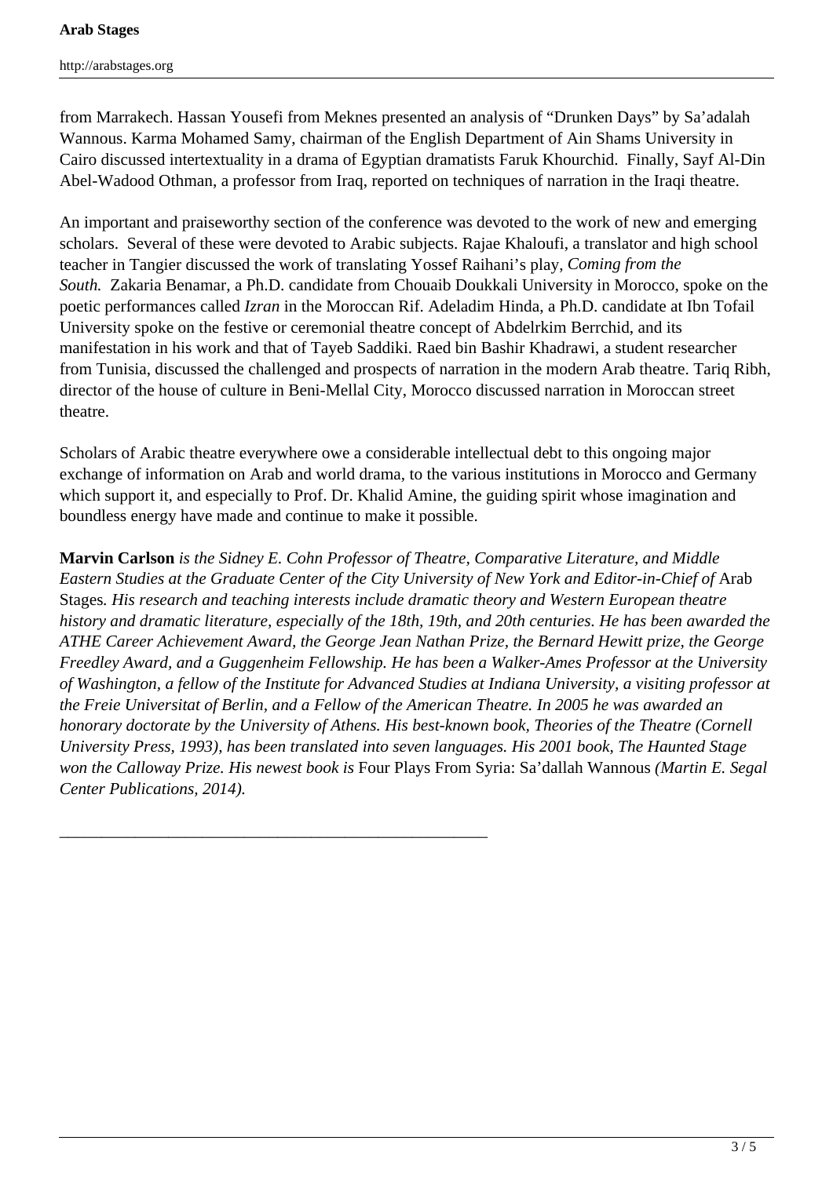from Marrakech. Hassan Yousefi from Meknes presented an analysis of "Drunken Days" by Sa'adalah Wannous. Karma Mohamed Samy, chairman of the English Department of Ain Shams University in Cairo discussed intertextuality in a drama of Egyptian dramatists Faruk Khourchid. Finally, Sayf Al-Din Abel-Wadood Othman, a professor from Iraq, reported on techniques of narration in the Iraqi theatre.

An important and praiseworthy section of the conference was devoted to the work of new and emerging scholars. Several of these were devoted to Arabic subjects. Rajae Khaloufi, a translator and high school teacher in Tangier discussed the work of translating Yossef Raihani's play, *Coming from the South.* Zakaria Benamar, a Ph.D. candidate from Chouaib Doukkali University in Morocco, spoke on the poetic performances called *Izran* in the Moroccan Rif. Adeladim Hinda, a Ph.D. candidate at Ibn Tofail University spoke on the festive or ceremonial theatre concept of Abdelrkim Berrchid, and its manifestation in his work and that of Tayeb Saddiki. Raed bin Bashir Khadrawi, a student researcher from Tunisia, discussed the challenged and prospects of narration in the modern Arab theatre. Tariq Ribh, director of the house of culture in Beni-Mellal City, Morocco discussed narration in Moroccan street theatre.

Scholars of Arabic theatre everywhere owe a considerable intellectual debt to this ongoing major exchange of information on Arab and world drama, to the various institutions in Morocco and Germany which support it, and especially to Prof. Dr. Khalid Amine, the guiding spirit whose imagination and boundless energy have made and continue to make it possible.

**Marvin Carlson** *is the Sidney E. Cohn Professor of Theatre, Comparative Literature, and Middle Eastern Studies at the Graduate Center of the City University of New York and Editor-in-Chief of* Arab Stages*. His research and teaching interests include dramatic theory and Western European theatre history and dramatic literature, especially of the 18th, 19th, and 20th centuries. He has been awarded the ATHE Career Achievement Award, the George Jean Nathan Prize, the Bernard Hewitt prize, the George Freedley Award, and a Guggenheim Fellowship. He has been a Walker-Ames Professor at the University of Washington, a fellow of the Institute for Advanced Studies at Indiana University, a visiting professor at the Freie Universitat of Berlin, and a Fellow of the American Theatre. In 2005 he was awarded an honorary doctorate by the University of Athens. His best-known book, Theories of the Theatre (Cornell University Press, 1993), has been translated into seven languages. His 2001 book, The Haunted Stage won the Calloway Prize. His newest book is* Four Plays From Syria: Sa'dallah Wannous *(Martin E. Segal Center Publications, 2014).*

---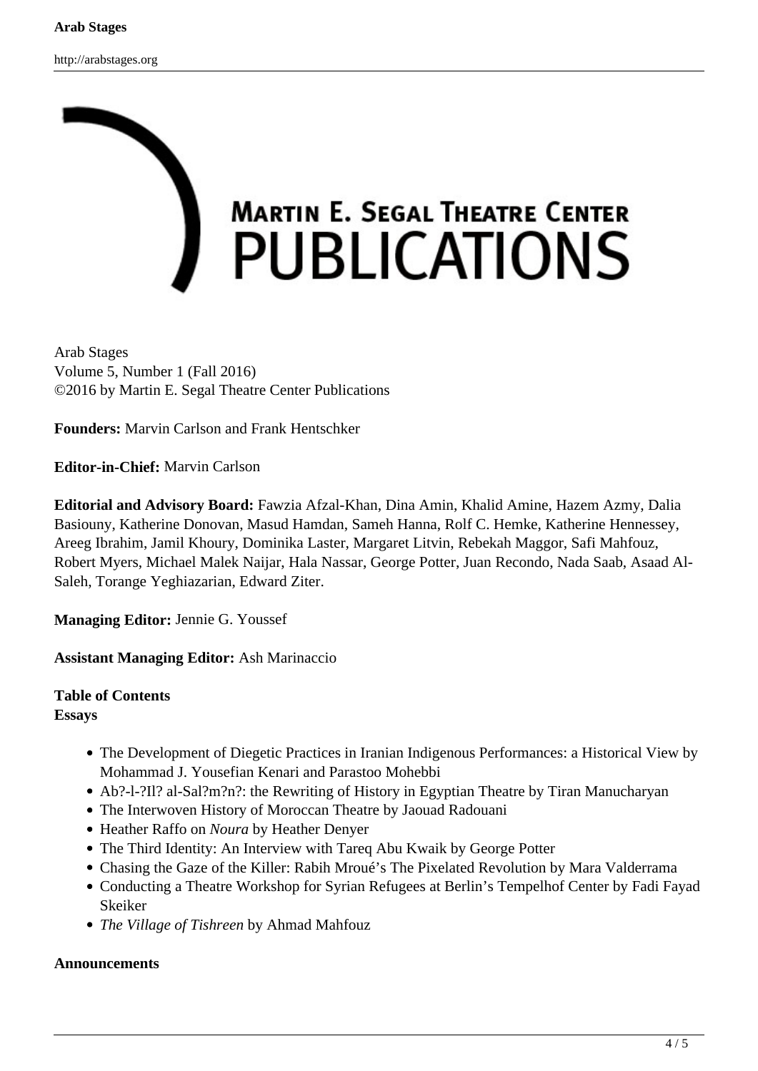Arab Stages
Volume 5, Number 1 (Fall 2016)
©2016 by Martin E. Segal Theatre Center Publications

**Founders:** Marvin Carlson and Frank Hentschker

**Editor-in-Chief:** Marvin Carlson

**Editorial and Advisory Board:** Fawzia Afzal-Khan, Dina Amin, Khalid Amine, Hazem Azmy, Dalia Basiouny, Katherine Donovan, Masud Hamdan, Sameh Hanna, Rolf C. Hemke, Katherine Hennessey, Areeg Ibrahim, Jamil Khoury, Dominika Laster, Margaret Litvin, Rebekah Maggor, Safi Mahfouz, Robert Myers, Michael Malek Naijar, Hala Nassar, George Potter, Juan Recondo, Nada Saab, Asaad Al-Saleh, Torange Yeghiazarian, Edward Ziter.

**Managing Editor:** Jennie G. Youssef

**Assistant Managing Editor:** Ash Marinaccio

**Table of Contents**
**Essays**

- The Development of Diegetic Practices in Iranian Indigenous Performances: a Historical View by Mohammad J. Yousefian Kenari and Parastoo Mohebbi
- Ab?-l-?Il? al-Sal?m?n?: the Rewriting of History in Egyptian Theatre by Tiran Manucharyan
- The Interwoven History of Moroccan Theatre by Jaouad Radouani
- Heather Raffo on *Noura* by Heather Denyer
- The Third Identity: An Interview with Tareq Abu Kwaik by George Potter
- Chasing the Gaze of the Killer: Rabih Mroué's The Pixelated Revolution by Mara Valderrama
- Conducting a Theatre Workshop for Syrian Refugees at Berlin's Tempelhof Center by Fadi Fayad Skeiker
- *The Village of Tishreen* by Ahmad Mahfouz

**Announcements**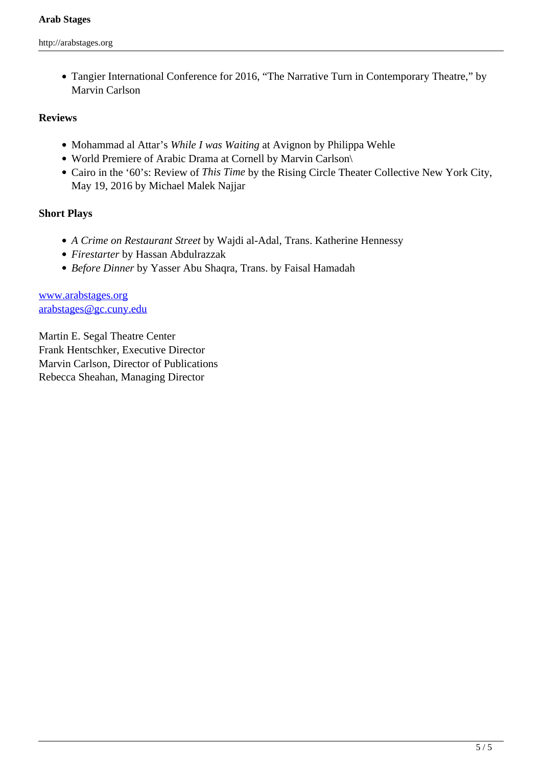- Tangier International Conference for 2016, “The Narrative Turn in Contemporary Theatre,” by Marvin Carlson

**Reviews**

- Mohammad al Attar’s *While I was Waiting* at Avignon by Philippa Wehle
- World Premiere of Arabic Drama at Cornell by Marvin Carlson\
- Cairo in the ‘60’s: Review of *This Time* by the Rising Circle Theater Collective New York City, May 19, 2016 by Michael Malek Najjar

**Short Plays**

- *A Crime on Restaurant Street* by Wajdi al-Adal, Trans. Katherine Hennessy
- *Firestarter* by Hassan Abdulrazzak
- *Before Dinner* by Yasser Abu Shaqra, Trans. by Faisal Hamadah

www.arabstages.org
arabstages@gc.cuny.edu

Martin E. Segal Theatre Center
Frank Hentschker, Executive Director
Marvin Carlson, Director of Publications
Rebecca Sheahan, Managing Director